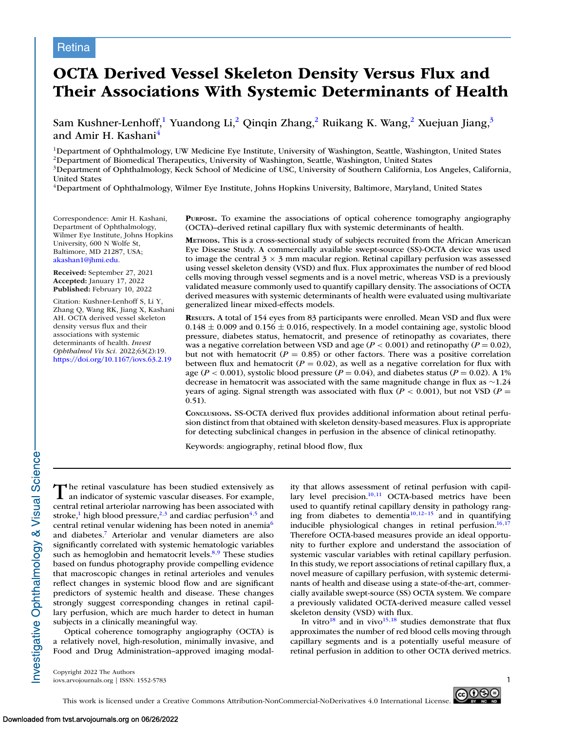Retina

# OCTA Derived Vessel Skeleton Density Versus Flux and Their Associations With Systemic Determinants of Health

Sam Kushner-Lenhoff,[1] Yuandong Li,[2] Qinqin Zhang,[2] Ruikang K. Wang,[2] Xuejuan Jiang,[3] and Amir H. Kashani[4]

[1]Department of Ophthalmology, UW Medicine Eye Institute, University of Washington, Seattle, Washington, United States
[2]Department of Biomedical Therapeutics, University of Washington, Seattle, Washington, United States
[3]Department of Ophthalmology, Keck School of Medicine of USC, University of Southern California, Los Angeles, California, United States
[4]Department of Ophthalmology, Wilmer Eye Institute, Johns Hopkins University, Baltimore, Maryland, United States

Correspondence: Amir H. Kashani, Department of Ophthalmology, Wilmer Eye Institute, Johns Hopkins University, 600 N Wolfe St, Baltimore, MD 21287, USA; akashan1@jhmi.edu.

**Received:** September 27, 2021
**Accepted:** January 17, 2022
**Published:** February 10, 2022

Citation: Kushner-Lenhoff S, Li Y, Zhang Q, Wang RK, Jiang X, Kashani AH. OCTA derived vessel skeleton density versus flux and their associations with systemic determinants of health. *Invest Ophthalmol Vis Sci.* 2022;63(2):19. https://doi.org/10.1167/iovs.63.2.19

**Purpose.** To examine the associations of optical coherence tomography angiography (OCTA)–derived retinal capillary flux with systemic determinants of health.

**Methods.** This is a cross-sectional study of subjects recruited from the African American Eye Disease Study. A commercially available swept-source (SS)-OCTA device was used to image the central 3 × 3 mm macular region. Retinal capillary perfusion was assessed using vessel skeleton density (VSD) and flux. Flux approximates the number of red blood cells moving through vessel segments and is a novel metric, whereas VSD is a previously validated measure commonly used to quantify capillary density. The associations of OCTA derived measures with systemic determinants of health were evaluated using multivariate generalized linear mixed-effects models.

**Results.** A total of 154 eyes from 83 participants were enrolled. Mean VSD and flux were 0.148 ± 0.009 and 0.156 ± 0.016, respectively. In a model containing age, systolic blood pressure, diabetes status, hematocrit, and presence of retinopathy as covariates, there was a negative correlation between VSD and age ($P < 0.001$) and retinopathy ($P = 0.02$), but not with hematocrit ($P = 0.85$) or other factors. There was a positive correlation between flux and hematocrit ($P = 0.02$), as well as a negative correlation for flux with age ($P < 0.001$), systolic blood pressure ($P = 0.04$), and diabetes status ($P = 0.02$). A 1% decrease in hematocrit was associated with the same magnitude change in flux as ~1.24 years of aging. Signal strength was associated with flux ($P < 0.001$), but not VSD ($P = 0.51$).

**Conclusions.** SS-OCTA derived flux provides additional information about retinal perfusion distinct from that obtained with skeleton density-based measures. Flux is appropriate for detecting subclinical changes in perfusion in the absence of clinical retinopathy.

Keywords: angiography, retinal blood flow, flux

The retinal vasculature has been studied extensively as an indicator of systemic vascular diseases. For example, central retinal arteriolar narrowing has been associated with stroke,[1] high blood pressure,[2,3] and cardiac perfusion[4,5] and central retinal venular widening has been noted in anemia[6] and diabetes.[7] Arteriolar and venular diameters are also significantly correlated with systemic hematologic variables such as hemoglobin and hematocrit levels.[8,9] These studies based on fundus photography provide compelling evidence that macroscopic changes in retinal arterioles and venules reflect changes in systemic blood flow and are significant predictors of systemic health and disease. These changes strongly suggest corresponding changes in retinal capillary perfusion, which are much harder to detect in human subjects in a clinically meaningful way.

Optical coherence tomography angiography (OCTA) is a relatively novel, high-resolution, minimally invasive, and Food and Drug Administration–approved imaging modality that allows assessment of retinal perfusion with capillary level precision.[10,11] OCTA-based metrics have been used to quantify retinal capillary density in pathology ranging from diabetes to dementia[10,12–15] and in quantifying inducible physiological changes in retinal perfusion.[16,17] Therefore OCTA-based measures provide an ideal opportunity to further explore and understand the association of systemic vascular variables with retinal capillary perfusion. In this study, we report associations of retinal capillary flux, a novel measure of capillary perfusion, with systemic determinants of health and disease using a state-of-the-art, commercially available swept-source (SS) OCTA system. We compare a previously validated OCTA-derived measure called vessel skeleton density (VSD) with flux.

In vitro[18] and in vivo[15,18] studies demonstrate that flux approximates the number of red blood cells moving through capillary segments and is a potentially useful measure of retinal perfusion in addition to other OCTA derived metrics.

Copyright 2022 The Authors
iovs.arvojournals.org | ISSN: 1552-5783

This work is licensed under a Creative Commons Attribution-NonCommercial-NoDerivatives 4.0 International License.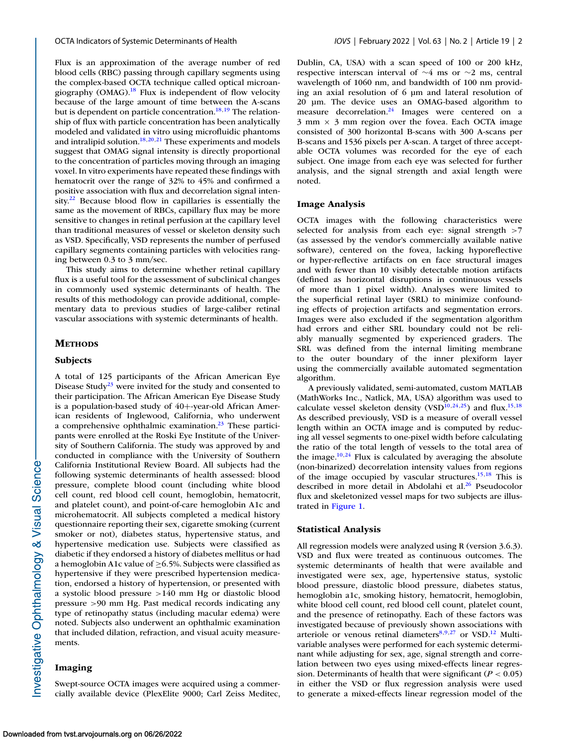Flux is an approximation of the average number of red blood cells (RBC) passing through capillary segments using the complex-based OCTA technique called optical microangiography (OMAG).[18] Flux is independent of flow velocity because of the large amount of time between the A-scans but is dependent on particle concentration.[18,19] The relationship of flux with particle concentration has been analytically modeled and validated in vitro using microfluidic phantoms and intralipid solution.[18,20,21] These experiments and models suggest that OMAG signal intensity is directly proportional to the concentration of particles moving through an imaging voxel. In vitro experiments have repeated these findings with hematocrit over the range of 32% to 45% and confirmed a positive association with flux and decorrelation signal intensity.[22] Because blood flow in capillaries is essentially the same as the movement of RBCs, capillary flux may be more sensitive to changes in retinal perfusion at the capillary level than traditional measures of vessel or skeleton density such as VSD. Specifically, VSD represents the number of perfused capillary segments containing particles with velocities ranging between 0.3 to 3 mm/sec.

This study aims to determine whether retinal capillary flux is a useful tool for the assessment of subclinical changes in commonly used systemic determinants of health. The results of this methodology can provide additional, complementary data to previous studies of large-caliber retinal vascular associations with systemic determinants of health.

## Methods

### Subjects

A total of 125 participants of the African American Eye Disease Study[23] were invited for the study and consented to their participation. The African American Eye Disease Study is a population-based study of 40+-year-old African American residents of Inglewood, California, who underwent a comprehensive ophthalmic examination.[23] These participants were enrolled at the Roski Eye Institute of the University of Southern California. The study was approved by and conducted in compliance with the University of Southern California Institutional Review Board. All subjects had the following systemic determinants of health assessed: blood pressure, complete blood count (including white blood cell count, red blood cell count, hemoglobin, hematocrit, and platelet count), and point-of-care hemoglobin A1c and microhematocrit. All subjects completed a medical history questionnaire reporting their sex, cigarette smoking (current smoker or not), diabetes status, hypertensive status, and hypertensive medication use. Subjects were classified as diabetic if they endorsed a history of diabetes mellitus or had a hemoglobin A1c value of ≥6.5%. Subjects were classified as hypertensive if they were prescribed hypertension medication, endorsed a history of hypertension, or presented with a systolic blood pressure >140 mm Hg or diastolic blood pressure >90 mm Hg. Past medical records indicating any type of retinopathy status (including macular edema) were noted. Subjects also underwent an ophthalmic examination that included dilation, refraction, and visual acuity measurements.

### Imaging

Swept-source OCTA images were acquired using a commercially available device (PlexElite 9000; Carl Zeiss Meditec, Dublin, CA, USA) with a scan speed of 100 or 200 kHz, respective interscan interval of ~4 ms or ~2 ms, central wavelength of 1060 nm, and bandwidth of 100 nm providing an axial resolution of 6 µm and lateral resolution of 20 µm. The device uses an OMAG-based algorithm to measure decorrelation.[24] Images were centered on a 3 mm × 3 mm region over the fovea. Each OCTA image consisted of 300 horizontal B-scans with 300 A-scans per B-scans and 1536 pixels per A-scan. A target of three acceptable OCTA volumes was recorded for the eye of each subject. One image from each eye was selected for further analysis, and the signal strength and axial length were noted.

### Image Analysis

OCTA images with the following characteristics were selected for analysis from each eye: signal strength >7 (as assessed by the vendor's commercially available native software), centered on the fovea, lacking hyporeflective or hyper-reflective artifacts on en face structural images and with fewer than 10 visibly detectable motion artifacts (defined as horizontal disruptions in continuous vessels of more than 1 pixel width). Analyses were limited to the superficial retinal layer (SRL) to minimize confounding effects of projection artifacts and segmentation errors. Images were also excluded if the segmentation algorithm had errors and either SRL boundary could not be reliably manually segmented by experienced graders. The SRL was defined from the internal limiting membrane to the outer boundary of the inner plexiform layer using the commercially available automated segmentation algorithm.

A previously validated, semi-automated, custom MATLAB (MathWorks Inc., Natlick, MA, USA) algorithm was used to calculate vessel skeleton density (VSD[10,24,25]) and flux.[15,18] As described previously, VSD is a measure of overall vessel length within an OCTA image and is computed by reducing all vessel segments to one-pixel width before calculating the ratio of the total length of vessels to the total area of the image.[10,24] Flux is calculated by averaging the absolute (non-binarized) decorrelation intensity values from regions of the image occupied by vascular structures.[15,18] This is described in more detail in Abdolahi et al.[26] Pseudocolor flux and skeletonized vessel maps for two subjects are illustrated in Figure 1.

### Statistical Analysis

All regression models were analyzed using R (version 3.6.3). VSD and flux were treated as continuous outcomes. The systemic determinants of health that were available and investigated were sex, age, hypertensive status, systolic blood pressure, diastolic blood pressure, diabetes status, hemoglobin a1c, smoking history, hematocrit, hemoglobin, white blood cell count, red blood cell count, platelet count, and the presence of retinopathy. Each of these factors was investigated because of previously shown associations with arteriole or venous retinal diameters[8,9,27] or VSD.[12] Multivariable analyses were performed for each systemic determinant while adjusting for sex, age, signal strength and correlation between two eyes using mixed-effects linear regression. Determinants of health that were significant ($P < 0.05$) in either the VSD or flux regression analysis were used to generate a mixed-effects linear regression model of the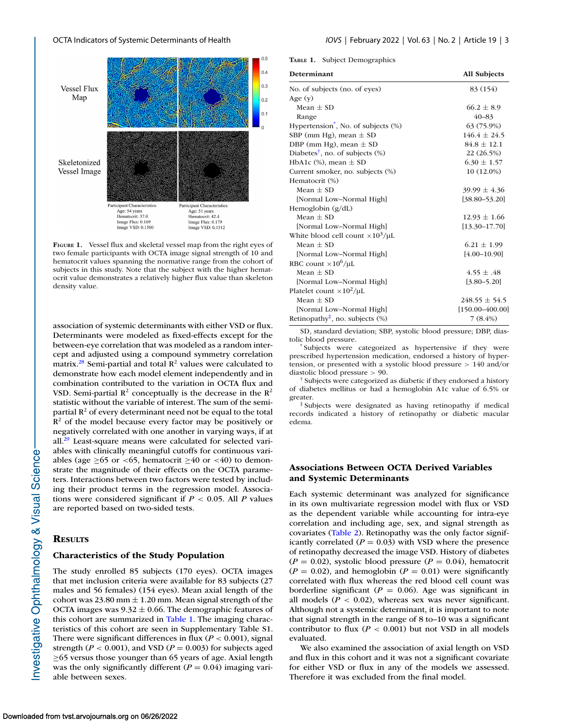Figure 1. Vessel flux and skeletal vessel map from the right eyes of two female participants with OCTA image signal strength of 10 and hematocrit values spanning the normative range from the cohort of subjects in this study. Note that the subject with the higher hematocrit value demonstrates a relatively higher flux value than skeleton density value.

association of systemic determinants with either VSD or flux. Determinants were modeled as fixed-effects except for the between-eye correlation that was modeled as a random intercept and adjusted using a compound symmetry correlation matrix.[28] Semi-partial and total $R^2$ values were calculated to demonstrate how each model element independently and in combination contributed to the variation in OCTA flux and VSD. Semi-partial $R^2$ conceptually is the decrease in the $R^2$ statistic without the variable of interest. The sum of the semi-partial $R^2$ of every determinant need not be equal to the total $R^2$ of the model because every factor may be positively or negatively correlated with one another in varying ways, if at all.[29] Least-square means were calculated for selected variables with clinically meaningful cutoffs for continuous variables (age ≥65 or <65, hematocrit ≥40 or <40) to demonstrate the magnitude of their effects on the OCTA parameters. Interactions between two factors were tested by including their product terms in the regression model. Associations were considered significant if $P < 0.05$. All $P$ values are reported based on two-sided tests.

## Results

### Characteristics of the Study Population

The study enrolled 85 subjects (170 eyes). OCTA images that met inclusion criteria were available for 83 subjects (27 males and 56 females) (154 eyes). Mean axial length of the cohort was 23.80 mm ± 1.20 mm. Mean signal strength of the OCTA images was 9.32 ± 0.66. The demographic features of this cohort are summarized in Table 1. The imaging characteristics of this cohort are seen in Supplementary Table S1. There were significant differences in flux ($P < 0.001$), signal strength ($P < 0.001$), and VSD ($P = 0.003$) for subjects aged ≥65 versus those younger than 65 years of age. Axial length was the only significantly different ($P = 0.04$) imaging variable between sexes.

Table 1. Subject Demographics

| Determinant | All Subjects |
|---|---|
| No. of subjects (no. of eyes) | 83 (154) |
| Age (y) | |
| Mean ± SD | 66.2 ± 8.9 |
| Range | 40–83 |
| Hypertension*, No. of subjects (%) | 63 (75.9%) |
| SBP (mm Hg), mean ± SD | 146.4 ± 24.5 |
| DBP (mm Hg), mean ± SD | 84.8 ± 12.1 |
| Diabetes†, no. of subjects (%) | 22 (26.5%) |
| HbA1c (%), mean ± SD | 6.30 ± 1.57 |
| Current smoker, no. subjects (%) | 10 (12.0%) |
| Hematocrit (%) | |
| Mean ± SD | 39.99 ± 4.36 |
| [Normal Low–Normal High] | [38.80–53.20] |
| Hemoglobin (g/dL) | |
| Mean ± SD | 12.93 ± 1.66 |
| [Normal Low–Normal High] | [13.30–17.70] |
| White blood cell count $\times 10^3/\mu L$ | |
| Mean ± SD | 6.21 ± 1.99 |
| [Normal Low–Normal High] | [4.00–10.90] |
| RBC count $\times 10^6/\mu L$ | |
| Mean ± SD | 4.55 ± .48 |
| [Normal Low–Normal High] | [3.80–5.20] |
| Platelet count $\times 10^2/\mu L$ | |
| Mean ± SD | 248.55 ± 54.5 |
| [Normal Low–Normal High] | [150.00–400.00] |
| Retinopathy‡, no. subjects (%) | 7 (8.4%) |

SD, standard deviation; SBP, systolic blood pressure; DBP, diastolic blood pressure.

\* Subjects were categorized as hypertensive if they were prescribed hypertension medication, endorsed a history of hypertension, or presented with a systolic blood pressure > 140 and/or diastolic blood pressure > 90.

† Subjects were categorized as diabetic if they endorsed a history of diabetes mellitus or had a hemoglobin A1c value of 6.5% or greater.

‡ Subjects were designated as having retinopathy if medical records indicated a history of retinopathy or diabetic macular edema.

### Associations Between OCTA Derived Variables and Systemic Determinants

Each systemic determinant was analyzed for significance in its own multivariate regression model with flux or VSD as the dependent variable while accounting for intra-eye correlation and including age, sex, and signal strength as covariates (Table 2). Retinopathy was the only factor significantly correlated ($P = 0.03$) with VSD where the presence of retinopathy decreased the image VSD. History of diabetes ($P = 0.02$), systolic blood pressure ($P = 0.04$), hematocrit ($P = 0.02$), and hemoglobin ($P = 0.01$) were significantly correlated with flux whereas the red blood cell count was borderline significant ($P = 0.06$). Age was significant in all models ($P < 0.02$), whereas sex was never significant. Although not a systemic determinant, it is important to note that signal strength in the range of 8 to–10 was a significant contributor to flux ($P < 0.001$) but not VSD in all models evaluated.

We also examined the association of axial length on VSD and flux in this cohort and it was not a significant covariate for either VSD or flux in any of the models we assessed. Therefore it was excluded from the final model.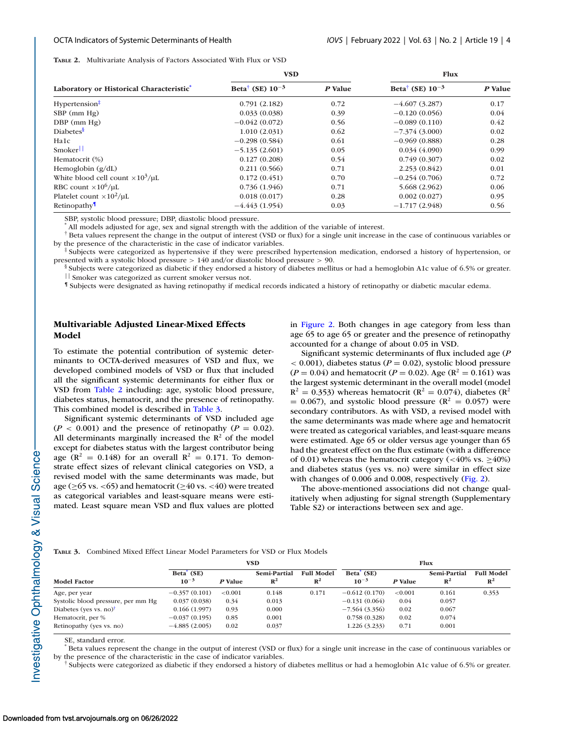**Table 2.** Multivariate Analysis of Factors Associated With Flux or VSD

| Laboratory or Historical Characteristic* | VSD | | Flux | |
|---|---|---|---|---|
| | Beta† (SE) $10^{-3}$ | *P* Value | Beta† (SE) $10^{-3}$ | *P* Value |
| Hypertension‡ | 0.791 (2.182) | 0.72 | −4.607 (3.287) | 0.17 |
| SBP (mm Hg) | 0.033 (0.038) | 0.39 | −0.120 (0.056) | 0.04 |
| DBP (mm Hg) | −0.042 (0.072) | 0.56 | −0.089 (0.110) | 0.42 |
| Diabetes§ | 1.010 (2.031) | 0.62 | −7.374 (3.000) | 0.02 |
| Ha1c | −0.298 (0.584) | 0.61 | −0.969 (0.888) | 0.28 |
| Smoker‖ | −5.135 (2.601) | 0.05 | 0.034 (4.090) | 0.99 |
| Hematocrit (%) | 0.127 (0.208) | 0.54 | 0.749 (0.307) | 0.02 |
| Hemoglobin (g/dL) | 0.211 (0.566) | 0.71 | 2.253 (0.842) | 0.01 |
| White blood cell count $\times 10^3$/μL | 0.172 (0.451) | 0.70 | −0.254 (0.706) | 0.72 |
| RBC count $\times 10^6$/μL | 0.736 (1.946) | 0.71 | 5.668 (2.962) | 0.06 |
| Platelet count $\times 10^2$/μL | 0.018 (0.017) | 0.28 | 0.002 (0.027) | 0.95 |
| Retinopathy¶ | −4.443 (1.954) | 0.03 | −1.717 (2.948) | 0.56 |

SBP, systolic blood pressure; DBP, diastolic blood pressure.

* All models adjusted for age, sex and signal strength with the addition of the variable of interest.

† Beta values represent the change in the output of interest (VSD or flux) for a single unit increase in the case of continuous variables or by the presence of the characteristic in the case of indicator variables.

‡ Subjects were categorized as hypertensive if they were prescribed hypertension medication, endorsed a history of hypertension, or presented with a systolic blood pressure > 140 and/or diastolic blood pressure > 90.

§ Subjects were categorized as diabetic if they endorsed a history of diabetes mellitus or had a hemoglobin A1c value of 6.5% or greater.

‖ Smoker was categorized as current smoker versus not.

¶ Subjects were designated as having retinopathy if medical records indicated a history of retinopathy or diabetic macular edema.

## Multivariable Adjusted Linear-Mixed Effects Model

To estimate the potential contribution of systemic determinants to OCTA-derived measures of VSD and flux, we developed combined models of VSD or flux that included all the significant systemic determinants for either flux or VSD from Table 2 including: age, systolic blood pressure, diabetes status, hematocrit, and the presence of retinopathy. This combined model is described in Table 3.

Significant systemic determinants of VSD included age ($P < 0.001$) and the presence of retinopathy ($P = 0.02$). All determinants marginally increased the $R^2$ of the model except for diabetes status with the largest contributor being age ($R^2 = 0.148$) for an overall $R^2 = 0.171$. To demonstrate effect sizes of relevant clinical categories on VSD, a revised model with the same determinants was made, but age (≥65 vs. <65) and hematocrit (≥40 vs. <40) were treated as categorical variables and least-square means were estimated. Least square mean VSD and flux values are plotted in Figure 2. Both changes in age category from less than age 65 to age 65 or greater and the presence of retinopathy accounted for a change of about 0.05 in VSD.

Significant systemic determinants of flux included age ($P < 0.001$), diabetes status ($P = 0.02$), systolic blood pressure ($P = 0.04$) and hematocrit ($P = 0.02$). Age ($R^2 = 0.161$) was the largest systemic determinant in the overall model (model $R^2 = 0.353$) whereas hematocrit ($R^2 = 0.074$), diabetes ($R^2 = 0.067$), and systolic blood pressure ($R^2 = 0.057$) were secondary contributors. As with VSD, a revised model with the same determinants was made where age and hematocrit were treated as categorical variables, and least-square means were estimated. Age 65 or older versus age younger than 65 had the greatest effect on the flux estimate (with a difference of 0.01) whereas the hematocrit category (<40% vs. ≥40%) and diabetes status (yes vs. no) were similar in effect size with changes of 0.006 and 0.008, respectively (Fig. 2).

The above-mentioned associations did not change qualitatively when adjusting for signal strength (Supplementary Table S2) or interactions between sex and age.

**Table 3.** Combined Mixed Effect Linear Model Parameters for VSD or Flux Models

| Model Factor | VSD | | | | Flux | | | |
|---|---|---|---|---|---|---|---|---|
| | Beta* (SE) $10^{-3}$ | *P* Value | Semi-Partial $R^2$ | Full Model $R^2$ | Beta* (SE) $10^{-3}$ | *P* Value | Semi-Partial $R^2$ | Full Model $R^2$ |
| Age, per year | −0.357 (0.101) | <0.001 | 0.148 | 0.171 | −0.612 (0.170) | <0.001 | 0.161 | 0.353 |
| Systolic blood pressure, per mm Hg | 0.037 (0.038) | 0.34 | 0.013 | | −0.131 (0.064) | 0.04 | 0.057 | |
| Diabetes (yes vs. no)† | 0.166 (1.997) | 0.93 | 0.000 | | −7.564 (3.356) | 0.02 | 0.067 | |
| Hematocrit, per % | −0.037 (0.195) | 0.85 | 0.001 | | 0.758 (0.328) | 0.02 | 0.074 | |
| Retinopathy (yes vs. no) | −4.885 (2.005) | 0.02 | 0.037 | | 1.226 (3.233) | 0.71 | 0.001 | |

SE, standard error.

* Beta values represent the change in the output of interest (VSD or flux) for a single unit increase in the case of continuous variables or by the presence of the characteristic in the case of indicator variables.

† Subjects were categorized as diabetic if they endorsed a history of diabetes mellitus or had a hemoglobin A1c value of 6.5% or greater.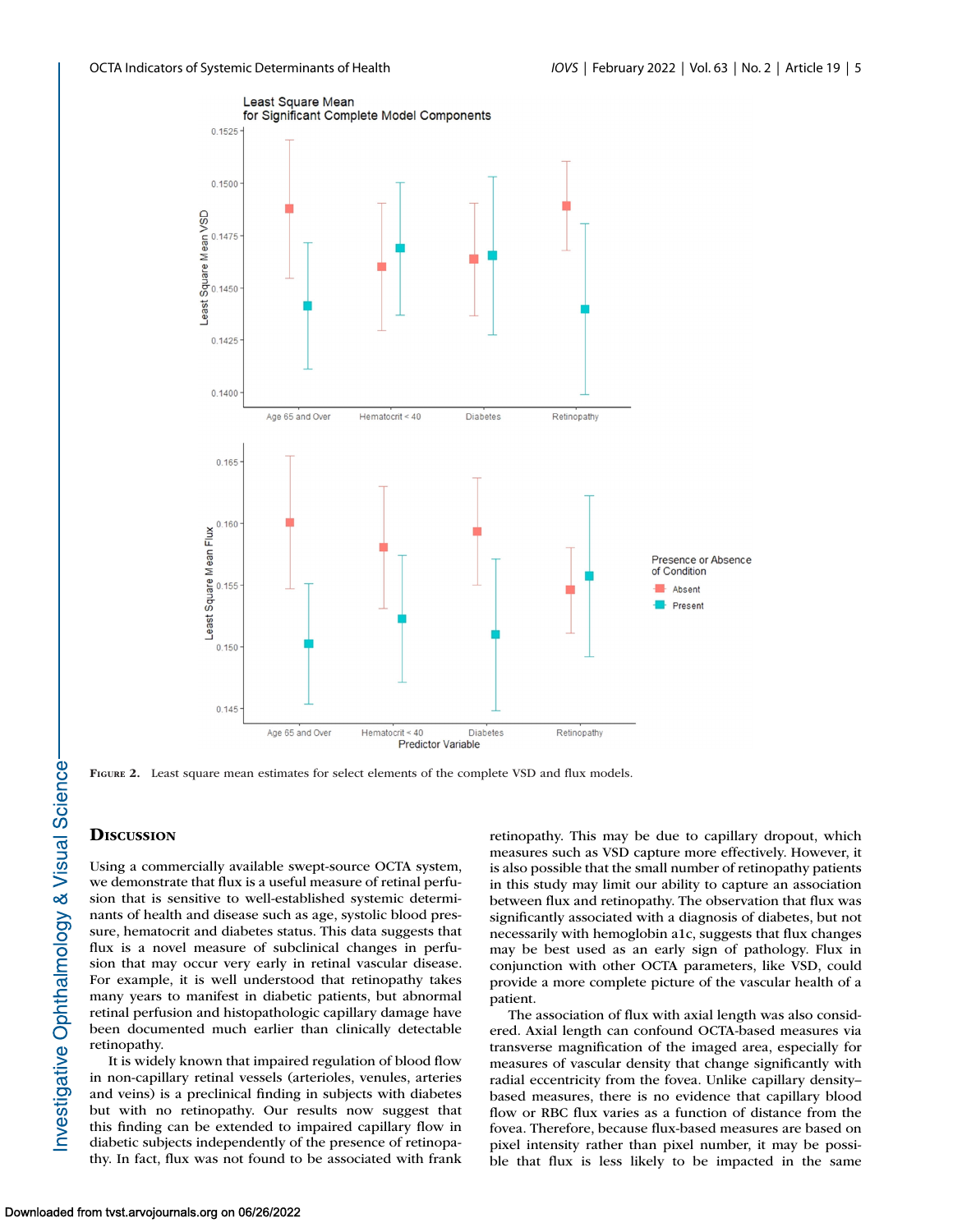**Figure 2.** Least square mean estimates for select elements of the complete VSD and flux models.

## Discussion

Using a commercially available swept-source OCTA system, we demonstrate that flux is a useful measure of retinal perfusion that is sensitive to well-established systemic determinants of health and disease such as age, systolic blood pressure, hematocrit and diabetes status. This data suggests that flux is a novel measure of subclinical changes in perfusion that may occur very early in retinal vascular disease. For example, it is well understood that retinopathy takes many years to manifest in diabetic patients, but abnormal retinal perfusion and histopathologic capillary damage have been documented much earlier than clinically detectable retinopathy.

It is widely known that impaired regulation of blood flow in non-capillary retinal vessels (arterioles, venules, arteries and veins) is a preclinical finding in subjects with diabetes but with no retinopathy. Our results now suggest that this finding can be extended to impaired capillary flow in diabetic subjects independently of the presence of retinopathy. In fact, flux was not found to be associated with frank retinopathy. This may be due to capillary dropout, which measures such as VSD capture more effectively. However, it is also possible that the small number of retinopathy patients in this study may limit our ability to capture an association between flux and retinopathy. The observation that flux was significantly associated with a diagnosis of diabetes, but not necessarily with hemoglobin a1c, suggests that flux changes may be best used as an early sign of pathology. Flux in conjunction with other OCTA parameters, like VSD, could provide a more complete picture of the vascular health of a patient.

The association of flux with axial length was also considered. Axial length can confound OCTA-based measures via transverse magnification of the imaged area, especially for measures of vascular density that change significantly with radial eccentricity from the fovea. Unlike capillary density–based measures, there is no evidence that capillary blood flow or RBC flux varies as a function of distance from the fovea. Therefore, because flux-based measures are based on pixel intensity rather than pixel number, it may be possible that flux is less likely to be impacted in the same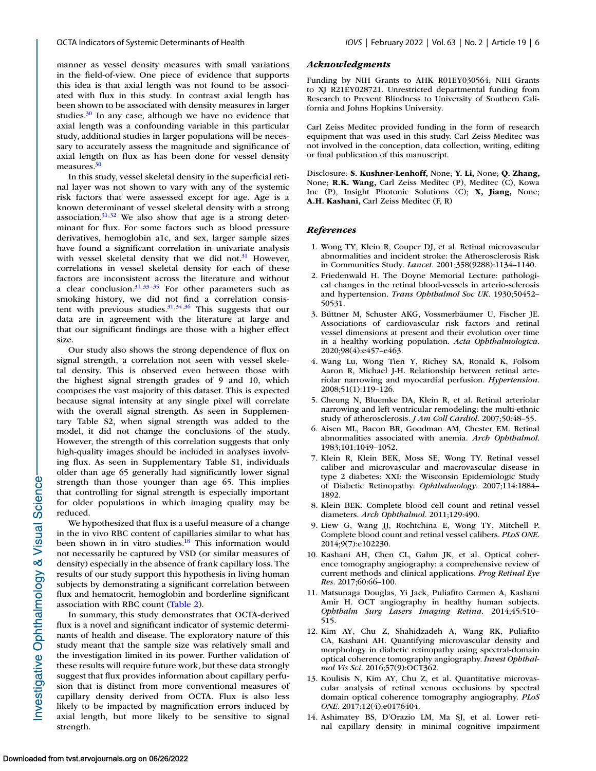manner as vessel density measures with small variations in the field-of-view. One piece of evidence that supports this idea is that axial length was not found to be associated with flux in this study. In contrast axial length has been shown to be associated with density measures in larger studies.[30] In any case, although we have no evidence that axial length was a confounding variable in this particular study, additional studies in larger populations will be necessary to accurately assess the magnitude and significance of axial length on flux as has been done for vessel density measures.[30]

In this study, vessel skeletal density in the superficial retinal layer was not shown to vary with any of the systemic risk factors that were assessed except for age. Age is a known determinant of vessel skeletal density with a strong association.[31,32] We also show that age is a strong determinant for flux. For some factors such as blood pressure derivatives, hemoglobin a1c, and sex, larger sample sizes have found a significant correlation in univariate analysis with vessel skeletal density that we did not.[31] However, correlations in vessel skeletal density for each of these factors are inconsistent across the literature and without a clear conclusion.[31,33–35] For other parameters such as smoking history, we did not find a correlation consistent with previous studies.[31,34,36] This suggests that our data are in agreement with the literature at large and that our significant findings are those with a higher effect size.

Our study also shows the strong dependence of flux on signal strength, a correlation not seen with vessel skeletal density. This is observed even between those with the highest signal strength grades of 9 and 10, which comprises the vast majority of this dataset. This is expected because signal intensity at any single pixel will correlate with the overall signal strength. As seen in Supplementary Table S2, when signal strength was added to the model, it did not change the conclusions of the study. However, the strength of this correlation suggests that only high-quality images should be included in analyses involving flux. As seen in Supplementary Table S1, individuals older than age 65 generally had significantly lower signal strength than those younger than age 65. This implies that controlling for signal strength is especially important for older populations in which imaging quality may be reduced.

We hypothesized that flux is a useful measure of a change in the in vivo RBC content of capillaries similar to what has been shown in in vitro studies.[18] This information would not necessarily be captured by VSD (or similar measures of density) especially in the absence of frank capillary loss. The results of our study support this hypothesis in living human subjects by demonstrating a significant correlation between flux and hematocrit, hemoglobin and borderline significant association with RBC count (Table 2).

In summary, this study demonstrates that OCTA-derived flux is a novel and significant indicator of systemic determinants of health and disease. The exploratory nature of this study meant that the sample size was relatively small and the investigation limited in its power. Further validation of these results will require future work, but these data strongly suggest that flux provides information about capillary perfusion that is distinct from more conventional measures of capillary density derived from OCTA. Flux is also less likely to be impacted by magnification errors induced by axial length, but more likely to be sensitive to signal strength.

### *Acknowledgments*

Funding by NIH Grants to AHK R01EY030564; NIH Grants to XJ R21EY028721. Unrestricted departmental funding from Research to Prevent Blindness to University of Southern California and Johns Hopkins University.

Carl Zeiss Meditec provided funding in the form of research equipment that was used in this study. Carl Zeiss Meditec was not involved in the conception, data collection, writing, editing or final publication of this manuscript.

Disclosure: **S. Kushner-Lenhoff,** None; **Y. Li,** None; **Q. Zhang,** None; **R.K. Wang,** Carl Zeiss Meditec (P), Meditec (C), Kowa Inc (P), Insight Photonic Solutions (C); **X, Jiang,** None; **A.H. Kashani,** Carl Zeiss Meditec (F, R)

### *References*

1. Wong TY, Klein R, Couper DJ, et al. Retinal microvascular abnormalities and incident stroke: the Atherosclerosis Risk in Communities Study. *Lancet*. 2001;358(9288):1134–1140.
2. Friedenwald H. The Doyne Memorial Lecture: pathological changes in the retinal blood-vessels in arterio-sclerosis and hypertension. *Trans Ophthalmol Soc UK*. 1930;50452–50531.
3. Büttner M, Schuster AKG, Vossmerbäumer U, Fischer JE. Associations of cardiovascular risk factors and retinal vessel dimensions at present and their evolution over time in a healthy working population. *Acta Ophthalmologica*. 2020;98(4):e457–e463.
4. Wang Lu, Wong Tien Y, Richey SA, Ronald K, Folsom Aaron R, Michael J-H. Relationship between retinal arteriolar narrowing and myocardial perfusion. *Hypertension*. 2008;51(1):119–126.
5. Cheung N, Bluemke DA, Klein R, et al. Retinal arteriolar narrowing and left ventricular remodeling: the multi-ethnic study of atherosclerosis. *J Am Coll Cardiol*. 2007;50:48–55.
6. Aisen ML, Bacon BR, Goodman AM, Chester EM. Retinal abnormalities associated with anemia. *Arch Ophthalmol*. 1983;101:1049–1052.
7. Klein R, Klein BEK, Moss SE, Wong TY. Retinal vessel caliber and microvascular and macrovascular disease in type 2 diabetes: XXI: the Wisconsin Epidemiologic Study of Diabetic Retinopathy. *Ophthalmology*. 2007;114:1884–1892.
8. Klein BEK. Complete blood cell count and retinal vessel diameters. *Arch Ophthalmol*. 2011;129:490.
9. Liew G, Wang JJ, Rochtchina E, Wong TY, Mitchell P. Complete blood count and retinal vessel calibers. *PLoS ONE*. 2014;9(7):e102230.
10. Kashani AH, Chen CL, Gahm JK, et al. Optical coherence tomography angiography: a comprehensive review of current methods and clinical applications. *Prog Retinal Eye Res*. 2017;60:66–100.
11. Matsunaga Douglas, Yi Jack, Puliafito Carmen A, Kashani Amir H. OCT angiography in healthy human subjects. *Ophthalm Surg Lasers Imaging Retina*. 2014;45:510–515.
12. Kim AY, Chu Z, Shahidzadeh A, Wang RK, Puliafito CA, Kashani AH. Quantifying microvascular density and morphology in diabetic retinopathy using spectral-domain optical coherence tomography angiography. *Invest Ophthalmol Vis Sci*. 2016;57(9):OCT362.
13. Koulisis N, Kim AY, Chu Z, et al. Quantitative microvascular analysis of retinal venous occlusions by spectral domain optical coherence tomography angiography. *PLoS ONE*. 2017;12(4):e0176404.
14. Ashimatey BS, D'Orazio LM, Ma SJ, et al. Lower retinal capillary density in minimal cognitive impairment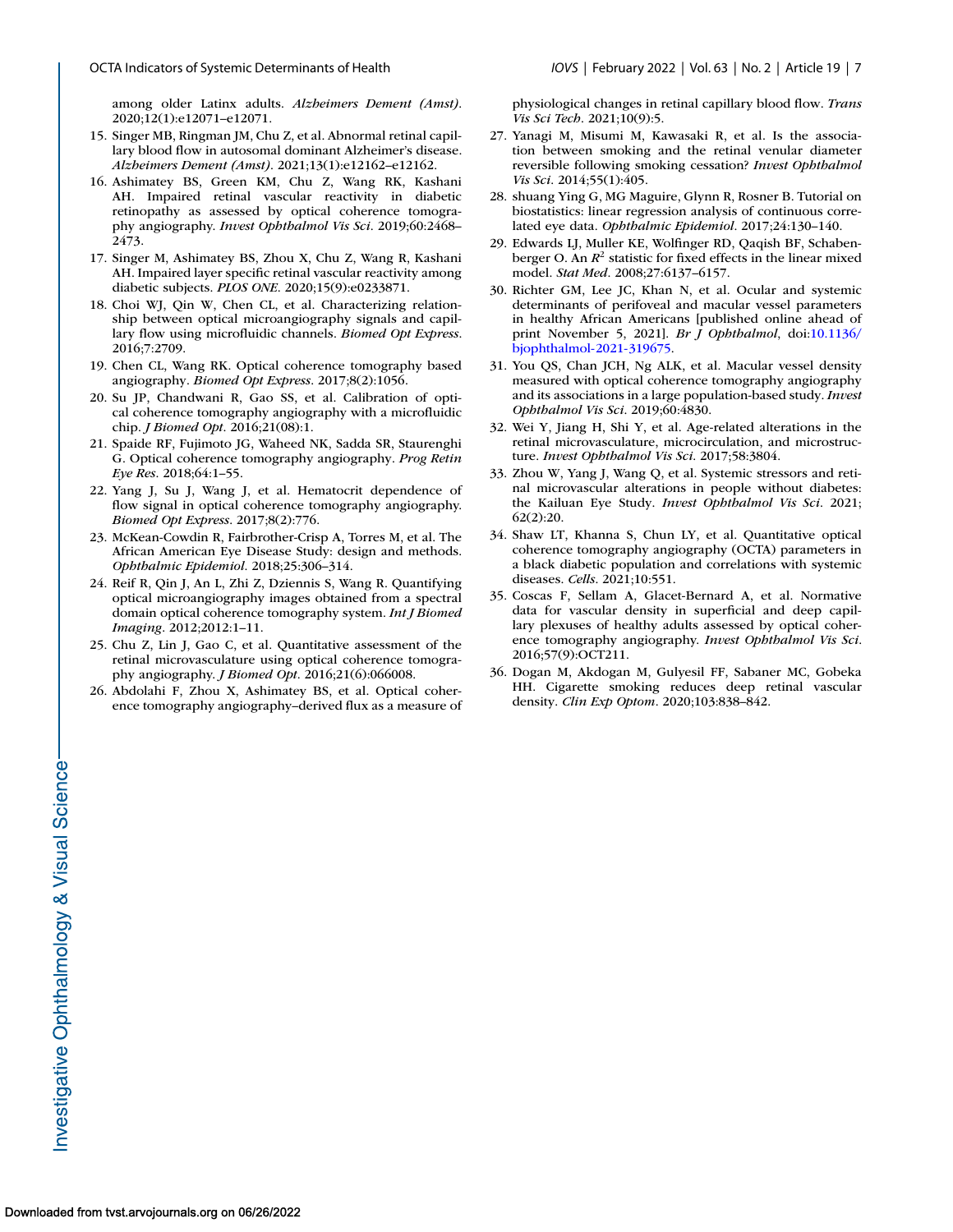among older Latinx adults. *Alzheimers Dement (Amst)*. 2020;12(1):e12071–e12071.

15. Singer MB, Ringman JM, Chu Z, et al. Abnormal retinal capillary blood flow in autosomal dominant Alzheimer's disease. *Alzheimers Dement (Amst)*. 2021;13(1):e12162–e12162.
16. Ashimatey BS, Green KM, Chu Z, Wang RK, Kashani AH. Impaired retinal vascular reactivity in diabetic retinopathy as assessed by optical coherence tomography angiography. *Invest Ophthalmol Vis Sci*. 2019;60:2468–2473.
17. Singer M, Ashimatey BS, Zhou X, Chu Z, Wang R, Kashani AH. Impaired layer specific retinal vascular reactivity among diabetic subjects. *PLOS ONE*. 2020;15(9):e0233871.
18. Choi WJ, Qin W, Chen CL, et al. Characterizing relationship between optical microangiography signals and capillary flow using microfluidic channels. *Biomed Opt Express*. 2016;7:2709.
19. Chen CL, Wang RK. Optical coherence tomography based angiography. *Biomed Opt Express*. 2017;8(2):1056.
20. Su JP, Chandwani R, Gao SS, et al. Calibration of optical coherence tomography angiography with a microfluidic chip. *J Biomed Opt*. 2016;21(08):1.
21. Spaide RF, Fujimoto JG, Waheed NK, Sadda SR, Staurenghi G. Optical coherence tomography angiography. *Prog Retin Eye Res*. 2018;64:1–55.
22. Yang J, Su J, Wang J, et al. Hematocrit dependence of flow signal in optical coherence tomography angiography. *Biomed Opt Express*. 2017;8(2):776.
23. McKean-Cowdin R, Fairbrother-Crisp A, Torres M, et al. The African American Eye Disease Study: design and methods. *Ophthalmic Epidemiol*. 2018;25:306–314.
24. Reif R, Qin J, An L, Zhi Z, Dziennis S, Wang R. Quantifying optical microangiography images obtained from a spectral domain optical coherence tomography system. *Int J Biomed Imaging*. 2012;2012:1–11.
25. Chu Z, Lin J, Gao C, et al. Quantitative assessment of the retinal microvasculature using optical coherence tomography angiography. *J Biomed Opt*. 2016;21(6):066008.
26. Abdolahi F, Zhou X, Ashimatey BS, et al. Optical coherence tomography angiography–derived flux as a measure of physiological changes in retinal capillary blood flow. *Trans Vis Sci Tech*. 2021;10(9):5.
27. Yanagi M, Misumi M, Kawasaki R, et al. Is the association between smoking and the retinal venular diameter reversible following smoking cessation? *Invest Ophthalmol Vis Sci*. 2014;55(1):405.
28. shuang Ying G, MG Maguire, Glynn R, Rosner B. Tutorial on biostatistics: linear regression analysis of continuous correlated eye data. *Ophthalmic Epidemiol*. 2017;24:130–140.
29. Edwards LJ, Muller KE, Wolfinger RD, Qaqish BF, Schabenberger O. An $R^2$ statistic for fixed effects in the linear mixed model. *Stat Med*. 2008;27:6137–6157.
30. Richter GM, Lee JC, Khan N, et al. Ocular and systemic determinants of perifoveal and macular vessel parameters in healthy African Americans [published online ahead of print November 5, 2021]. *Br J Ophthalmol*, doi:10.1136/bjophthalmol-2021-319675.
31. You QS, Chan JCH, Ng ALK, et al. Macular vessel density measured with optical coherence tomography angiography and its associations in a large population-based study. *Invest Ophthalmol Vis Sci*. 2019;60:4830.
32. Wei Y, Jiang H, Shi Y, et al. Age-related alterations in the retinal microvasculature, microcirculation, and microstructure. *Invest Ophthalmol Vis Sci*. 2017;58:3804.
33. Zhou W, Yang J, Wang Q, et al. Systemic stressors and retinal microvascular alterations in people without diabetes: the Kailuan Eye Study. *Invest Ophthalmol Vis Sci*. 2021; 62(2):20.
34. Shaw LT, Khanna S, Chun LY, et al. Quantitative optical coherence tomography angiography (OCTA) parameters in a black diabetic population and correlations with systemic diseases. *Cells*. 2021;10:551.
35. Coscas F, Sellam A, Glacet-Bernard A, et al. Normative data for vascular density in superficial and deep capillary plexuses of healthy adults assessed by optical coherence tomography angiography. *Invest Ophthalmol Vis Sci*. 2016;57(9):OCT211.
36. Dogan M, Akdogan M, Gulyesil FF, Sabaner MC, Gobeka HH. Cigarette smoking reduces deep retinal vascular density. *Clin Exp Optom*. 2020;103:838–842.